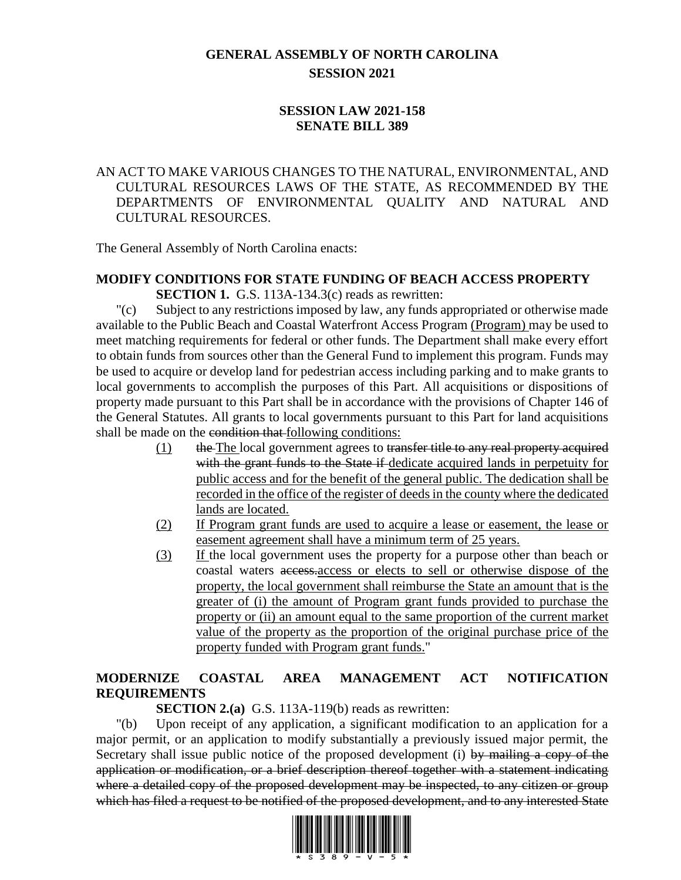# GENERAL ASSEMBLY OF NORTH CAROLINA
## SESSION 2021

## SESSION LAW 2021-158
## SENATE BILL 389

AN ACT TO MAKE VARIOUS CHANGES TO THE NATURAL, ENVIRONMENTAL, AND CULTURAL RESOURCES LAWS OF THE STATE, AS RECOMMENDED BY THE DEPARTMENTS OF ENVIRONMENTAL QUALITY AND NATURAL AND CULTURAL RESOURCES.

The General Assembly of North Carolina enacts:

**MODIFY CONDITIONS FOR STATE FUNDING OF BEACH ACCESS PROPERTY**

**SECTION 1.** G.S. 113A-134.3(c) reads as rewritten:

"(c) Subject to any restrictions imposed by law, any funds appropriated or otherwise made available to the Public Beach and Coastal Waterfront Access Program (Program) may be used to meet matching requirements for federal or other funds. The Department shall make every effort to obtain funds from sources other than the General Fund to implement this program. Funds may be used to acquire or develop land for pedestrian access including parking and to make grants to local governments to accomplish the purposes of this Part. All acquisitions or dispositions of property made pursuant to this Part shall be in accordance with the provisions of Chapter 146 of the General Statutes. All grants to local governments pursuant to this Part for land acquisitions shall be made on the ~~condition that~~ following conditions:

(1) ~~the~~ The local government agrees to ~~transfer title to any real property acquired with the grant funds to the State if~~ dedicate acquired lands in perpetuity for public access and for the benefit of the general public. The dedication shall be recorded in the office of the register of deeds in the county where the dedicated lands are located.

(2) If Program grant funds are used to acquire a lease or easement, the lease or easement agreement shall have a minimum term of 25 years.

(3) If the local government uses the property for a purpose other than beach or coastal waters ~~access.~~access or elects to sell or otherwise dispose of the property, the local government shall reimburse the State an amount that is the greater of (i) the amount of Program grant funds provided to purchase the property or (ii) an amount equal to the same proportion of the current market value of the property as the proportion of the original purchase price of the property funded with Program grant funds."

**MODERNIZE COASTAL AREA MANAGEMENT ACT NOTIFICATION REQUIREMENTS**

**SECTION 2.(a)** G.S. 113A-119(b) reads as rewritten:

"(b) Upon receipt of any application, a significant modification to an application for a major permit, or an application to modify substantially a previously issued major permit, the Secretary shall issue public notice of the proposed development (i) ~~by mailing a copy of the application or modification, or a brief description thereof together with a statement indicating where a detailed copy of the proposed development may be inspected, to any citizen or group which has filed a request to be notified of the proposed development, and to any interested State~~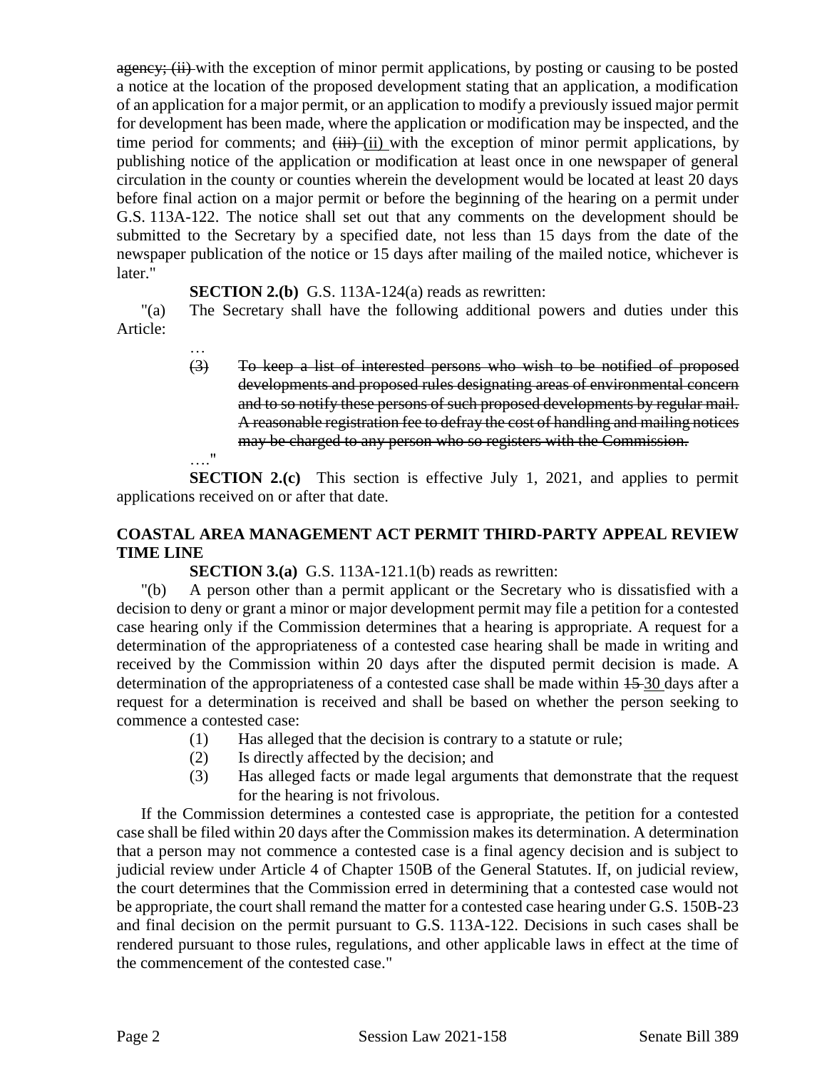~~agency; (ii)~~ with the exception of minor permit applications, by posting or causing to be posted a notice at the location of the proposed development stating that an application, a modification of an application for a major permit, or an application to modify a previously issued major permit for development has been made, where the application or modification may be inspected, and the time period for comments; and ~~(iii)~~ (ii) with the exception of minor permit applications, by publishing notice of the application or modification at least once in one newspaper of general circulation in the county or counties wherein the development would be located at least 20 days before final action on a major permit or before the beginning of the hearing on a permit under G.S. 113A-122. The notice shall set out that any comments on the development should be submitted to the Secretary by a specified date, not less than 15 days from the date of the newspaper publication of the notice or 15 days after mailing of the mailed notice, whichever is later."

**SECTION 2.(b)** G.S. 113A-124(a) reads as rewritten:

"(a) The Secretary shall have the following additional powers and duties under this Article:

…

~~(3) To keep a list of interested persons who wish to be notified of proposed developments and proposed rules designating areas of environmental concern and to so notify these persons of such proposed developments by regular mail. A reasonable registration fee to defray the cost of handling and mailing notices may be charged to any person who so registers with the Commission.~~

…."

**SECTION 2.(c)** This section is effective July 1, 2021, and applies to permit applications received on or after that date.

**COASTAL AREA MANAGEMENT ACT PERMIT THIRD-PARTY APPEAL REVIEW TIME LINE**

**SECTION 3.(a)** G.S. 113A-121.1(b) reads as rewritten:

"(b) A person other than a permit applicant or the Secretary who is dissatisfied with a decision to deny or grant a minor or major development permit may file a petition for a contested case hearing only if the Commission determines that a hearing is appropriate. A request for a determination of the appropriateness of a contested case hearing shall be made in writing and received by the Commission within 20 days after the disputed permit decision is made. A determination of the appropriateness of a contested case shall be made within ~~15~~ 30 days after a request for a determination is received and shall be based on whether the person seeking to commence a contested case:

(1) Has alleged that the decision is contrary to a statute or rule;

(2) Is directly affected by the decision; and

(3) Has alleged facts or made legal arguments that demonstrate that the request for the hearing is not frivolous.

If the Commission determines a contested case is appropriate, the petition for a contested case shall be filed within 20 days after the Commission makes its determination. A determination that a person may not commence a contested case is a final agency decision and is subject to judicial review under Article 4 of Chapter 150B of the General Statutes. If, on judicial review, the court determines that the Commission erred in determining that a contested case would not be appropriate, the court shall remand the matter for a contested case hearing under G.S. 150B-23 and final decision on the permit pursuant to G.S. 113A-122. Decisions in such cases shall be rendered pursuant to those rules, regulations, and other applicable laws in effect at the time of the commencement of the contested case."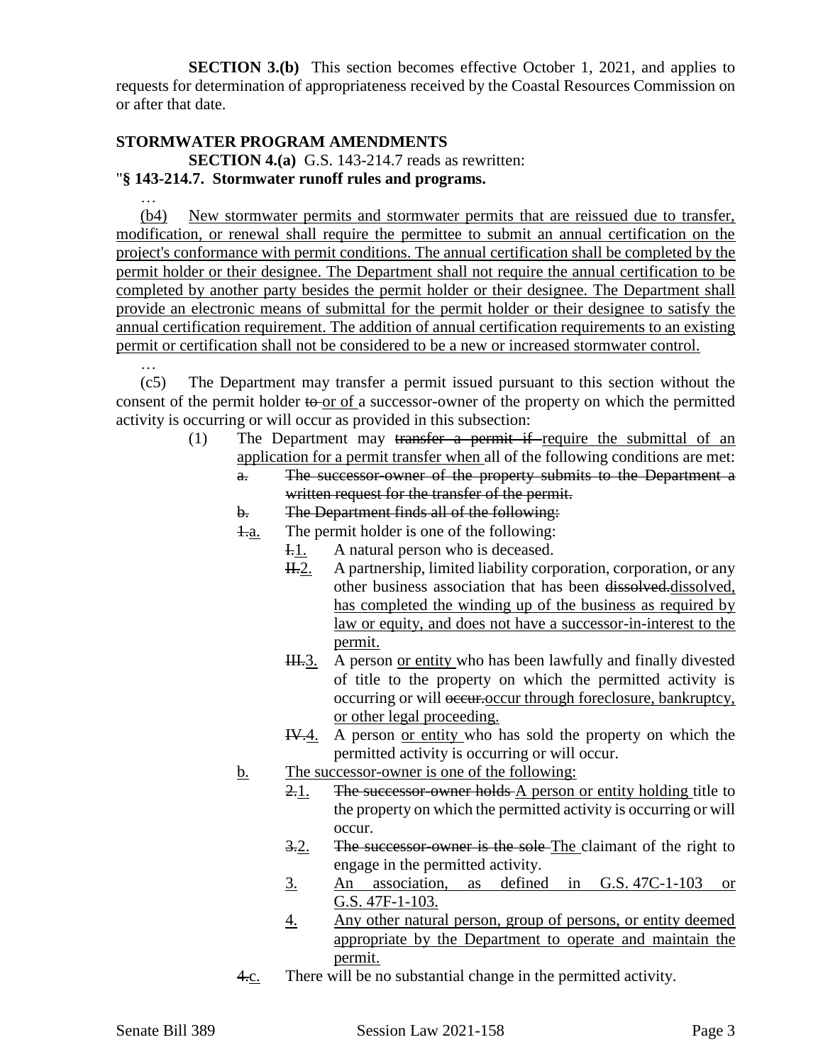**SECTION 3.(b)** This section becomes effective October 1, 2021, and applies to requests for determination of appropriateness received by the Coastal Resources Commission on or after that date.

**STORMWATER PROGRAM AMENDMENTS**

**SECTION 4.(a)** G.S. 143-214.7 reads as rewritten:

"**§ 143-214.7. Stormwater runoff rules and programs.**

…

<u>(b4) New stormwater permits and stormwater permits that are reissued due to transfer, modification, or renewal shall require the permittee to submit an annual certification on the project's conformance with permit conditions. The annual certification shall be completed by the permit holder or their designee. The Department shall not require the annual certification to be completed by another party besides the permit holder or their designee. The Department shall provide an electronic means of submittal for the permit holder or their designee to satisfy the annual certification requirement. The addition of annual certification requirements to an existing permit or certification shall not be considered to be a new or increased stormwater control.</u>

…

(c5) The Department may transfer a permit issued pursuant to this section without the consent of the permit holder ~~to~~ <u>or of</u> a successor-owner of the property on which the permitted activity is occurring or will occur as provided in this subsection:

- (1) The Department may ~~transfer a permit if~~ <u>require the submittal of an application for a permit transfer when</u> all of the following conditions are met:
  - ~~a. The successor-owner of the property submits to the Department a written request for the transfer of the permit.~~
  - ~~b. The Department finds all of the following:~~
  - ~~1.~~<u>a.</u> The permit holder is one of the following:
    - ~~I.~~<u>1.</u> A natural person who is deceased.
    - ~~II.~~<u>2.</u> A partnership, limited liability corporation, corporation, or any other business association that has been ~~dissolved.~~<u>dissolved, has completed the winding up of the business as required by law or equity, and does not have a successor-in-interest to the permit.</u>
    - ~~III.~~<u>3.</u> A person <u>or entity</u> who has been lawfully and finally divested of title to the property on which the permitted activity is occurring or will ~~occur.~~<u>occur through foreclosure, bankruptcy, or other legal proceeding.</u>
    - ~~IV.~~<u>4.</u> A person <u>or entity</u> who has sold the property on which the permitted activity is occurring or will occur.
  - <u>b. The successor-owner is one of the following:</u>
    - ~~2.~~<u>1.</u> ~~The successor-owner holds~~ <u>A person or entity holding</u> title to the property on which the permitted activity is occurring or will occur.
    - ~~3.~~<u>2.</u> ~~The successor-owner is the sole~~ <u>The</u> claimant of the right to engage in the permitted activity.
    - <u>3. An association, as defined in G.S. 47C-1-103 or G.S. 47F-1-103.</u>
    - <u>4. Any other natural person, group of persons, or entity deemed appropriate by the Department to operate and maintain the permit.</u>
  - ~~4.~~<u>c.</u> There will be no substantial change in the permitted activity.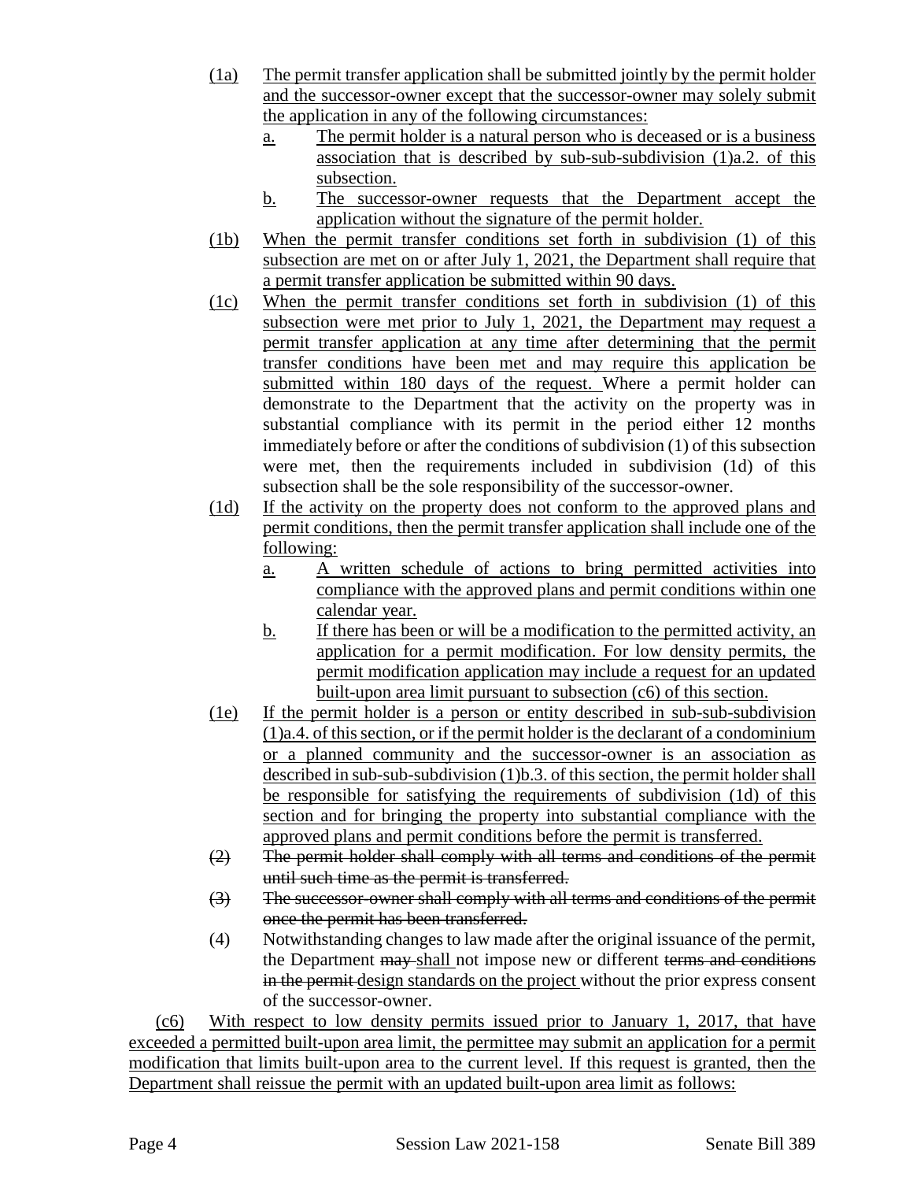(1a) The permit transfer application shall be submitted jointly by the permit holder and the successor-owner except that the successor-owner may solely submit the application in any of the following circumstances:

a. The permit holder is a natural person who is deceased or is a business association that is described by sub-sub-subdivision (1)a.2. of this subsection.

b. The successor-owner requests that the Department accept the application without the signature of the permit holder.

(1b) When the permit transfer conditions set forth in subdivision (1) of this subsection are met on or after July 1, 2021, the Department shall require that a permit transfer application be submitted within 90 days.

(1c) When the permit transfer conditions set forth in subdivision (1) of this subsection were met prior to July 1, 2021, the Department may request a permit transfer application at any time after determining that the permit transfer conditions have been met and may require this application be submitted within 180 days of the request. Where a permit holder can demonstrate to the Department that the activity on the property was in substantial compliance with its permit in the period either 12 months immediately before or after the conditions of subdivision (1) of this subsection were met, then the requirements included in subdivision (1d) of this subsection shall be the sole responsibility of the successor-owner.

(1d) If the activity on the property does not conform to the approved plans and permit conditions, then the permit transfer application shall include one of the following:

a. A written schedule of actions to bring permitted activities into compliance with the approved plans and permit conditions within one calendar year.

b. If there has been or will be a modification to the permitted activity, an application for a permit modification. For low density permits, the permit modification application may include a request for an updated built-upon area limit pursuant to subsection (c6) of this section.

(1e) If the permit holder is a person or entity described in sub-sub-subdivision (1)a.4. of this section, or if the permit holder is the declarant of a condominium or a planned community and the successor-owner is an association as described in sub-sub-subdivision (1)b.3. of this section, the permit holder shall be responsible for satisfying the requirements of subdivision (1d) of this section and for bringing the property into substantial compliance with the approved plans and permit conditions before the permit is transferred.

~~(2) The permit holder shall comply with all terms and conditions of the permit until such time as the permit is transferred.~~

~~(3) The successor-owner shall comply with all terms and conditions of the permit once the permit has been transferred.~~

(4) Notwithstanding changes to law made after the original issuance of the permit, the Department ~~may~~ shall not impose new or different ~~terms and conditions in the permit~~ design standards on the project without the prior express consent of the successor-owner.

(c6) With respect to low density permits issued prior to January 1, 2017, that have exceeded a permitted built-upon area limit, the permittee may submit an application for a permit modification that limits built-upon area to the current level. If this request is granted, then the Department shall reissue the permit with an updated built-upon area limit as follows: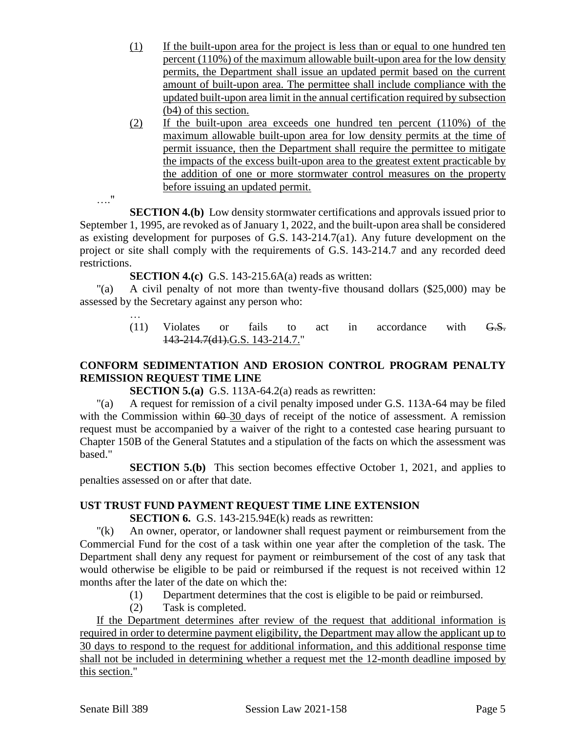(1) If the built-upon area for the project is less than or equal to one hundred ten percent (110%) of the maximum allowable built-upon area for the low density permits, the Department shall issue an updated permit based on the current amount of built-upon area. The permittee shall include compliance with the updated built-upon area limit in the annual certification required by subsection (b4) of this section.

(2) If the built-upon area exceeds one hundred ten percent (110%) of the maximum allowable built-upon area for low density permits at the time of permit issuance, then the Department shall require the permittee to mitigate the impacts of the excess built-upon area to the greatest extent practicable by the addition of one or more stormwater control measures on the property before issuing an updated permit.

…."

**SECTION 4.(b)** Low density stormwater certifications and approvals issued prior to September 1, 1995, are revoked as of January 1, 2022, and the built-upon area shall be considered as existing development for purposes of G.S. 143-214.7(a1). Any future development on the project or site shall comply with the requirements of G.S. 143-214.7 and any recorded deed restrictions.

**SECTION 4.(c)** G.S. 143-215.6A(a) reads as written:

"(a) A civil penalty of not more than twenty-five thousand dollars ($25,000) may be assessed by the Secretary against any person who:

…

(11) Violates or fails to act in accordance with ~~G.S. 143-214.7(d1).~~G.S. 143-214.7."

## CONFORM SEDIMENTATION AND EROSION CONTROL PROGRAM PENALTY REMISSION REQUEST TIME LINE

**SECTION 5.(a)** G.S. 113A-64.2(a) reads as rewritten:

"(a) A request for remission of a civil penalty imposed under G.S. 113A-64 may be filed with the Commission within ~~60~~ 30 days of receipt of the notice of assessment. A remission request must be accompanied by a waiver of the right to a contested case hearing pursuant to Chapter 150B of the General Statutes and a stipulation of the facts on which the assessment was based."

**SECTION 5.(b)** This section becomes effective October 1, 2021, and applies to penalties assessed on or after that date.

## UST TRUST FUND PAYMENT REQUEST TIME LINE EXTENSION

**SECTION 6.** G.S. 143-215.94E(k) reads as rewritten:

"(k) An owner, operator, or landowner shall request payment or reimbursement from the Commercial Fund for the cost of a task within one year after the completion of the task. The Department shall deny any request for payment or reimbursement of the cost of any task that would otherwise be eligible to be paid or reimbursed if the request is not received within 12 months after the later of the date on which the:

(1) Department determines that the cost is eligible to be paid or reimbursed.

(2) Task is completed.

If the Department determines after review of the request that additional information is required in order to determine payment eligibility, the Department may allow the applicant up to 30 days to respond to the request for additional information, and this additional response time shall not be included in determining whether a request met the 12-month deadline imposed by this section."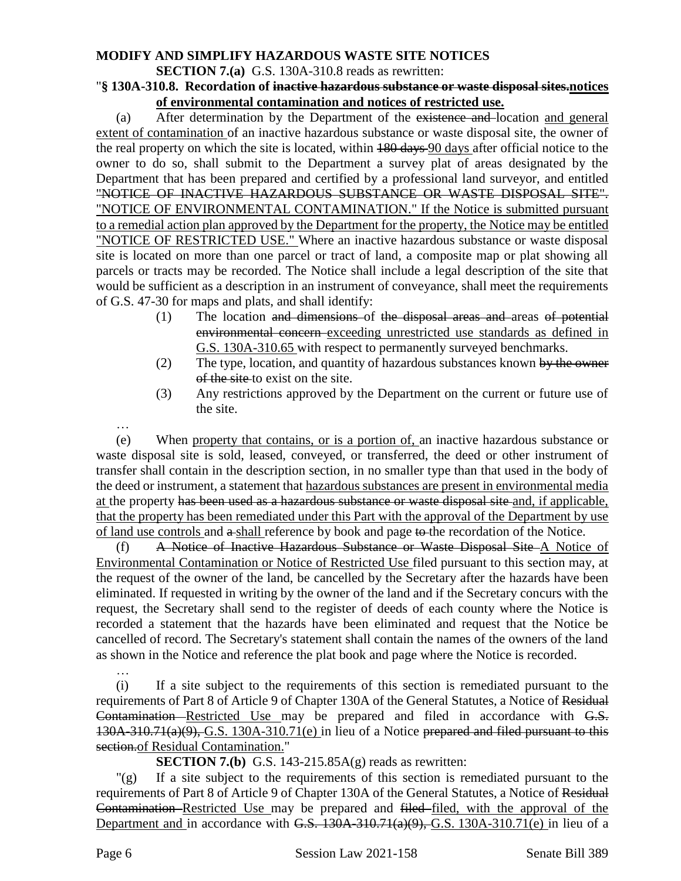**MODIFY AND SIMPLIFY HAZARDOUS WASTE SITE NOTICES**

**SECTION 7.(a)** G.S. 130A-310.8 reads as rewritten:

"**§ 130A-310.8. Recordation of ~~inactive hazardous substance or waste disposal sites.~~notices of environmental contamination and notices of restricted use.**

(a) After determination by the Department of the ~~existence and~~ location and general extent of contamination of an inactive hazardous substance or waste disposal site, the owner of the real property on which the site is located, within ~~180 days~~ 90 days after official notice to the owner to do so, shall submit to the Department a survey plat of areas designated by the Department that has been prepared and certified by a professional land surveyor, and entitled ~~"NOTICE OF INACTIVE HAZARDOUS SUBSTANCE OR WASTE DISPOSAL SITE".~~ "NOTICE OF ENVIRONMENTAL CONTAMINATION." If the Notice is submitted pursuant to a remedial action plan approved by the Department for the property, the Notice may be entitled "NOTICE OF RESTRICTED USE." Where an inactive hazardous substance or waste disposal site is located on more than one parcel or tract of land, a composite map or plat showing all parcels or tracts may be recorded. The Notice shall include a legal description of the site that would be sufficient as a description in an instrument of conveyance, shall meet the requirements of G.S. 47-30 for maps and plats, and shall identify:

- (1) The location ~~and dimensions~~ of ~~the disposal areas and~~ areas ~~of potential environmental concern~~ exceeding unrestricted use standards as defined in G.S. 130A-310.65 with respect to permanently surveyed benchmarks.
- (2) The type, location, and quantity of hazardous substances known ~~by the owner of the site~~ to exist on the site.
- (3) Any restrictions approved by the Department on the current or future use of the site.

…

(e) When property that contains, or is a portion of, an inactive hazardous substance or waste disposal site is sold, leased, conveyed, or transferred, the deed or other instrument of transfer shall contain in the description section, in no smaller type than that used in the body of the deed or instrument, a statement that hazardous substances are present in environmental media at the property ~~has been used as a hazardous substance or waste disposal site~~ and, if applicable, that the property has been remediated under this Part with the approval of the Department by use of land use controls and ~~a~~ shall reference by book and page ~~to~~ the recordation of the Notice.

(f) ~~A Notice of Inactive Hazardous Substance or Waste Disposal Site~~ A Notice of Environmental Contamination or Notice of Restricted Use filed pursuant to this section may, at the request of the owner of the land, be cancelled by the Secretary after the hazards have been eliminated. If requested in writing by the owner of the land and if the Secretary concurs with the request, the Secretary shall send to the register of deeds of each county where the Notice is recorded a statement that the hazards have been eliminated and request that the Notice be cancelled of record. The Secretary's statement shall contain the names of the owners of the land as shown in the Notice and reference the plat book and page where the Notice is recorded.

…

(i) If a site subject to the requirements of this section is remediated pursuant to the requirements of Part 8 of Article 9 of Chapter 130A of the General Statutes, a Notice of ~~Residual Contamination~~ Restricted Use may be prepared and filed in accordance with ~~G.S. 130A-310.71(a)(9),~~ G.S. 130A-310.71(e) in lieu of a Notice ~~prepared and filed pursuant to this section.~~of Residual Contamination."

**SECTION 7.(b)** G.S. 143-215.85A(g) reads as rewritten:

"(g) If a site subject to the requirements of this section is remediated pursuant to the requirements of Part 8 of Article 9 of Chapter 130A of the General Statutes, a Notice of ~~Residual Contamination~~ Restricted Use may be prepared and ~~filed~~ filed, with the approval of the Department and in accordance with ~~G.S. 130A-310.71(a)(9),~~ G.S. 130A-310.71(e) in lieu of a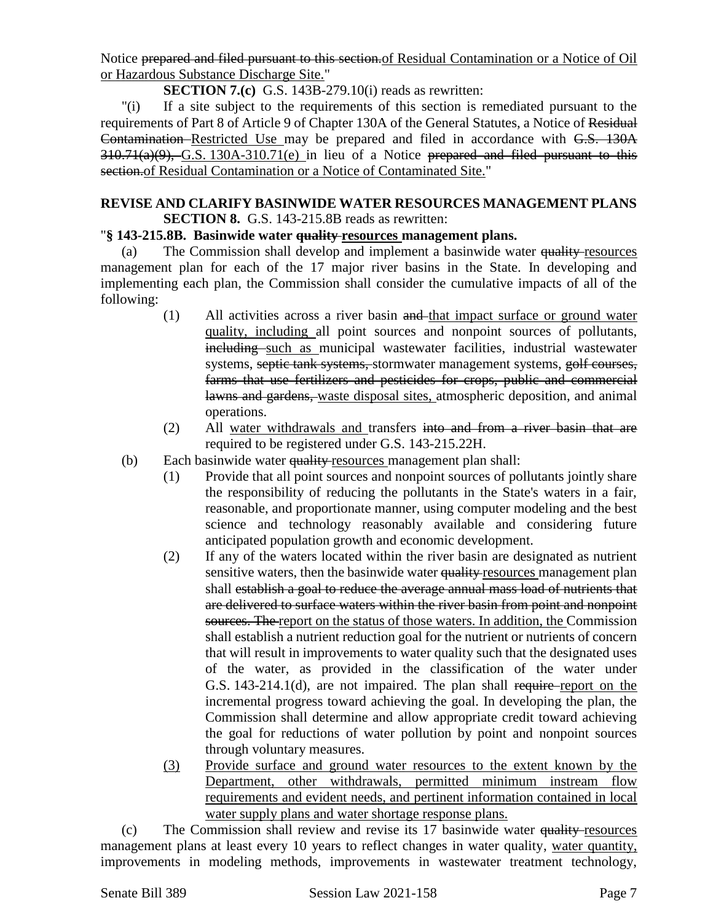Notice ~~prepared and filed pursuant to this section.~~of Residual Contamination or a Notice of Oil or Hazardous Substance Discharge Site."

**SECTION 7.(c)** G.S. 143B-279.10(i) reads as rewritten:

"(i) If a site subject to the requirements of this section is remediated pursuant to the requirements of Part 8 of Article 9 of Chapter 130A of the General Statutes, a Notice of ~~Residual Contamination~~ Restricted Use may be prepared and filed in accordance with ~~G.S. 130A-310.71(a)(9),~~ G.S. 130A-310.71(e) in lieu of a Notice ~~prepared and filed pursuant to this section.~~of Residual Contamination or a Notice of Contaminated Site."

**REVISE AND CLARIFY BASINWIDE WATER RESOURCES MANAGEMENT PLANS**

**SECTION 8.** G.S. 143-215.8B reads as rewritten:

"**§ 143-215.8B. Basinwide water ~~quality~~ resources management plans.**

(a) The Commission shall develop and implement a basinwide water ~~quality~~ resources management plan for each of the 17 major river basins in the State. In developing and implementing each plan, the Commission shall consider the cumulative impacts of all of the following:

(1) All activities across a river basin ~~and~~ that impact surface or ground water quality, including all point sources and nonpoint sources of pollutants, ~~including~~ such as municipal wastewater facilities, industrial wastewater systems, ~~septic tank systems,~~ stormwater management systems, ~~golf courses, farms that use fertilizers and pesticides for crops, public and commercial lawns and gardens,~~ waste disposal sites, atmospheric deposition, and animal operations.

(2) All water withdrawals and transfers ~~into and from a river basin that are~~ required to be registered under G.S. 143-215.22H.

(b) Each basinwide water ~~quality~~ resources management plan shall:

(1) Provide that all point sources and nonpoint sources of pollutants jointly share the responsibility of reducing the pollutants in the State's waters in a fair, reasonable, and proportionate manner, using computer modeling and the best science and technology reasonably available and considering future anticipated population growth and economic development.

(2) If any of the waters located within the river basin are designated as nutrient sensitive waters, then the basinwide water ~~quality~~ resources management plan shall ~~establish a goal to reduce the average annual mass load of nutrients that are delivered to surface waters within the river basin from point and nonpoint sources. The~~ report on the status of those waters. In addition, the Commission shall establish a nutrient reduction goal for the nutrient or nutrients of concern that will result in improvements to water quality such that the designated uses of the water, as provided in the classification of the water under G.S. 143-214.1(d), are not impaired. The plan shall ~~require~~ report on the incremental progress toward achieving the goal. In developing the plan, the Commission shall determine and allow appropriate credit toward achieving the goal for reductions of water pollution by point and nonpoint sources through voluntary measures.

(3) Provide surface and ground water resources to the extent known by the Department, other withdrawals, permitted minimum instream flow requirements and evident needs, and pertinent information contained in local water supply plans and water shortage response plans.

(c) The Commission shall review and revise its 17 basinwide water ~~quality~~ resources management plans at least every 10 years to reflect changes in water quality, water quantity, improvements in modeling methods, improvements in wastewater treatment technology,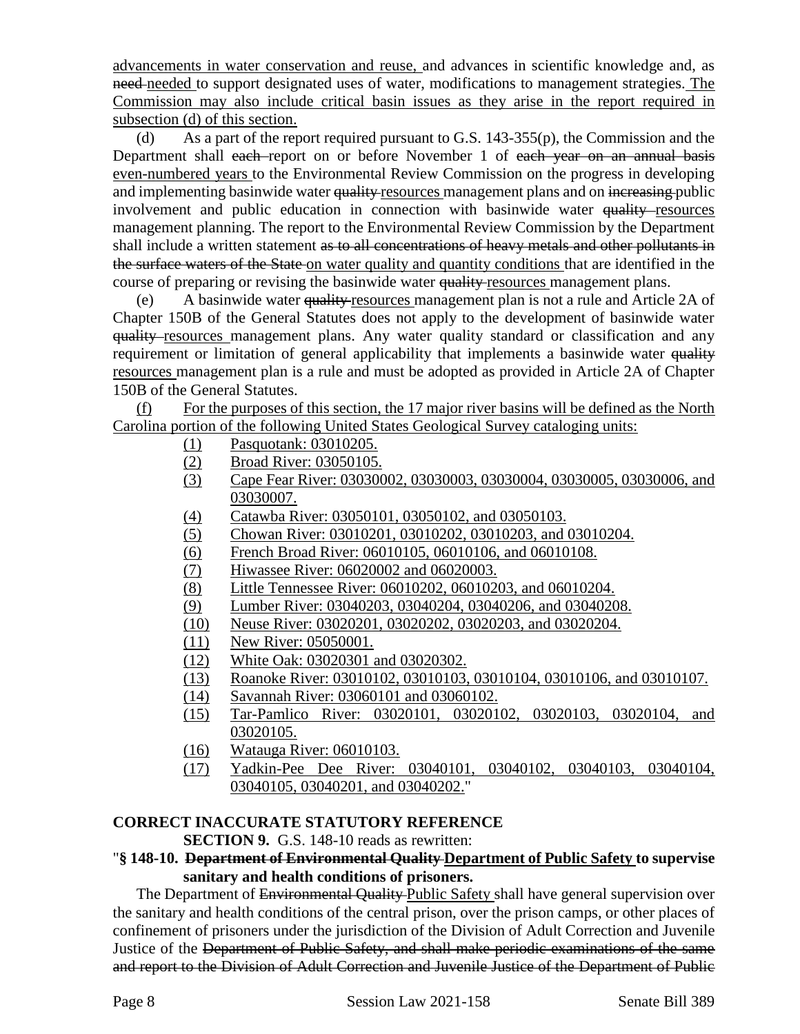advancements in water conservation and reuse, and advances in scientific knowledge and, as ~~need~~ needed to support designated uses of water, modifications to management strategies. The Commission may also include critical basin issues as they arise in the report required in subsection (d) of this section.

(d) As a part of the report required pursuant to G.S. 143-355(p), the Commission and the Department shall ~~each~~ report on or before November 1 of ~~each year on an annual basis~~ even-numbered years to the Environmental Review Commission on the progress in developing and implementing basinwide water ~~quality~~ resources management plans and on ~~increasing~~ public involvement and public education in connection with basinwide water ~~quality~~ resources management planning. The report to the Environmental Review Commission by the Department shall include a written statement ~~as to all concentrations of heavy metals and other pollutants in the surface waters of the State~~ on water quality and quantity conditions that are identified in the course of preparing or revising the basinwide water ~~quality~~ resources management plans.

(e) A basinwide water ~~quality~~ resources management plan is not a rule and Article 2A of Chapter 150B of the General Statutes does not apply to the development of basinwide water ~~quality~~ resources management plans. Any water quality standard or classification and any requirement or limitation of general applicability that implements a basinwide water ~~quality~~ resources management plan is a rule and must be adopted as provided in Article 2A of Chapter 150B of the General Statutes.

(f) For the purposes of this section, the 17 major river basins will be defined as the North Carolina portion of the following United States Geological Survey cataloging units:

(1) Pasquotank: 03010205.
(2) Broad River: 03050105.
(3) Cape Fear River: 03030002, 03030003, 03030004, 03030005, 03030006, and 03030007.
(4) Catawba River: 03050101, 03050102, and 03050103.
(5) Chowan River: 03010201, 03010202, 03010203, and 03010204.
(6) French Broad River: 06010105, 06010106, and 06010108.
(7) Hiwassee River: 06020002 and 06020003.
(8) Little Tennessee River: 06010202, 06010203, and 06010204.
(9) Lumber River: 03040203, 03040204, 03040206, and 03040208.
(10) Neuse River: 03020201, 03020202, 03020203, and 03020204.
(11) New River: 05050001.
(12) White Oak: 03020301 and 03020302.
(13) Roanoke River: 03010102, 03010103, 03010104, 03010106, and 03010107.
(14) Savannah River: 03060101 and 03060102.
(15) Tar-Pamlico River: 03020101, 03020102, 03020103, 03020104, and 03020105.
(16) Watauga River: 06010103.
(17) Yadkin-Pee Dee River: 03040101, 03040102, 03040103, 03040104, 03040105, 03040201, and 03040202."

**CORRECT INACCURATE STATUTORY REFERENCE**

**SECTION 9.** G.S. 148-10 reads as rewritten:

"**§ 148-10. ~~Department of Environmental Quality~~ Department of Public Safety to supervise sanitary and health conditions of prisoners.**

The Department of ~~Environmental Quality~~ Public Safety shall have general supervision over the sanitary and health conditions of the central prison, over the prison camps, or other places of confinement of prisoners under the jurisdiction of the Division of Adult Correction and Juvenile Justice of the ~~Department of Public Safety, and shall make periodic examinations of the same and report to the Division of Adult Correction and Juvenile Justice of the Department of Public~~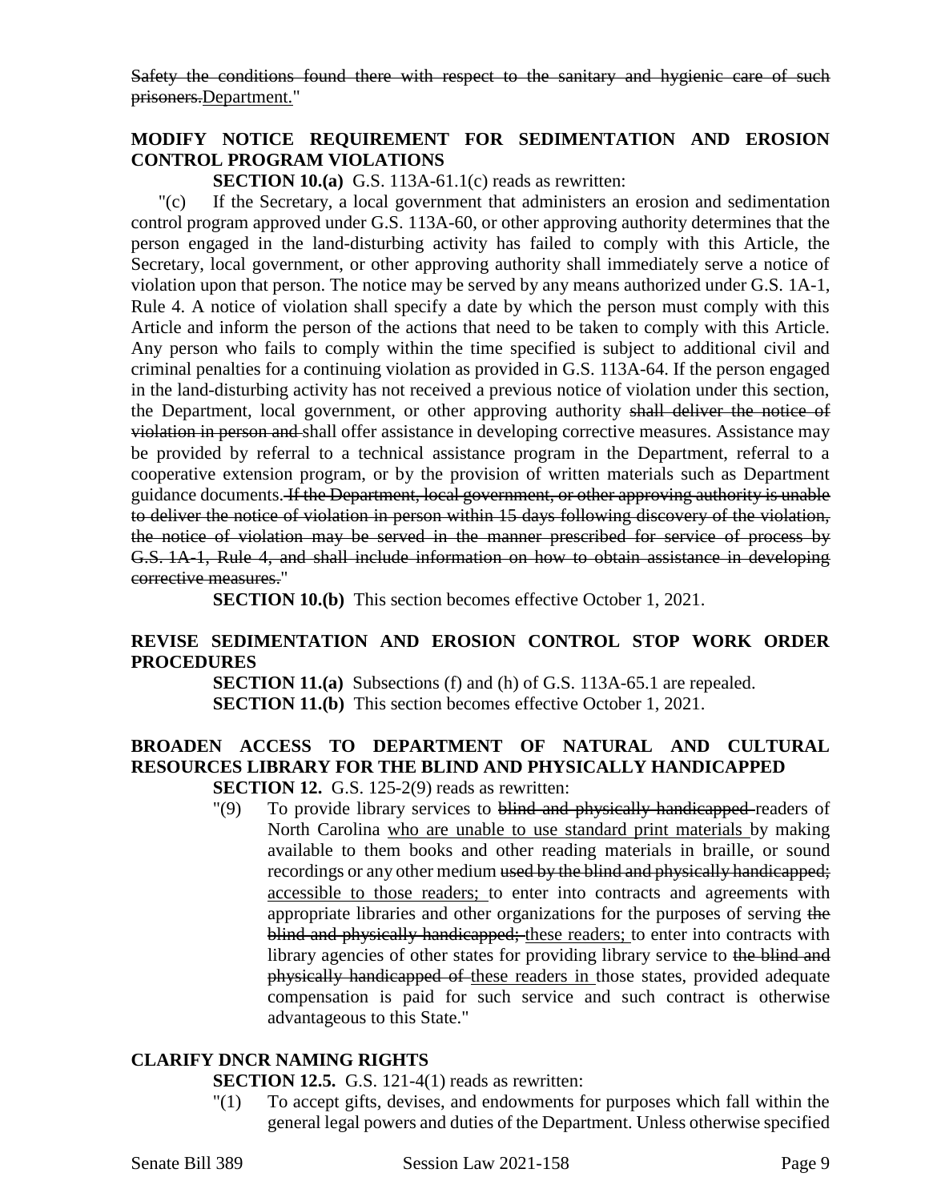~~Safety the conditions found there with respect to the sanitary and hygienic care of such prisoners.~~<u>Department.</u>"

## MODIFY NOTICE REQUIREMENT FOR SEDIMENTATION AND EROSION CONTROL PROGRAM VIOLATIONS

**SECTION 10.(a)** G.S. 113A-61.1(c) reads as rewritten:

"(c) If the Secretary, a local government that administers an erosion and sedimentation control program approved under G.S. 113A-60, or other approving authority determines that the person engaged in the land-disturbing activity has failed to comply with this Article, the Secretary, local government, or other approving authority shall immediately serve a notice of violation upon that person. The notice may be served by any means authorized under G.S. 1A-1, Rule 4. A notice of violation shall specify a date by which the person must comply with this Article and inform the person of the actions that need to be taken to comply with this Article. Any person who fails to comply within the time specified is subject to additional civil and criminal penalties for a continuing violation as provided in G.S. 113A-64. If the person engaged in the land-disturbing activity has not received a previous notice of violation under this section, the Department, local government, or other approving authority ~~shall deliver the notice of violation in person and~~ shall offer assistance in developing corrective measures. Assistance may be provided by referral to a technical assistance program in the Department, referral to a cooperative extension program, or by the provision of written materials such as Department guidance documents. ~~If the Department, local government, or other approving authority is unable to deliver the notice of violation in person within 15 days following discovery of the violation, the notice of violation may be served in the manner prescribed for service of process by G.S. 1A-1, Rule 4, and shall include information on how to obtain assistance in developing corrective measures.~~"

**SECTION 10.(b)** This section becomes effective October 1, 2021.

## REVISE SEDIMENTATION AND EROSION CONTROL STOP WORK ORDER PROCEDURES

**SECTION 11.(a)** Subsections (f) and (h) of G.S. 113A-65.1 are repealed.

**SECTION 11.(b)** This section becomes effective October 1, 2021.

## BROADEN ACCESS TO DEPARTMENT OF NATURAL AND CULTURAL RESOURCES LIBRARY FOR THE BLIND AND PHYSICALLY HANDICAPPED

**SECTION 12.** G.S. 125-2(9) reads as rewritten:

"(9) To provide library services to ~~blind and physically handicapped~~ readers of North Carolina <u>who are unable to use standard print materials</u> by making available to them books and other reading materials in braille, or sound recordings or any other medium ~~used by the blind and physically handicapped;~~ <u>accessible to those readers;</u> to enter into contracts and agreements with appropriate libraries and other organizations for the purposes of serving ~~the blind and physically handicapped;~~ <u>these readers;</u> to enter into contracts with library agencies of other states for providing library service to ~~the blind and physically handicapped of~~ <u>these readers in</u> those states, provided adequate compensation is paid for such service and such contract is otherwise advantageous to this State."

## CLARIFY DNCR NAMING RIGHTS

**SECTION 12.5.** G.S. 121-4(1) reads as rewritten:

"(1) To accept gifts, devises, and endowments for purposes which fall within the general legal powers and duties of the Department. Unless otherwise specified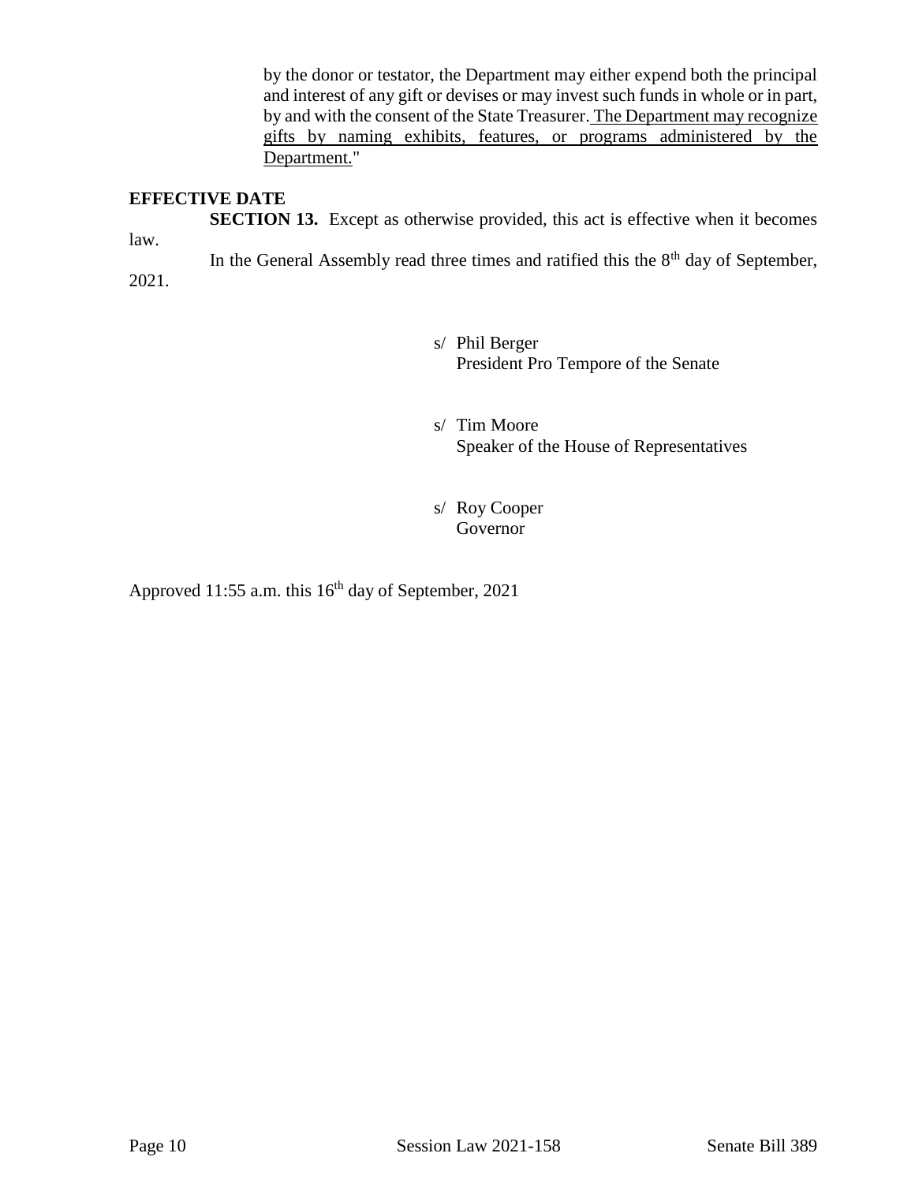by the donor or testator, the Department may either expend both the principal and interest of any gift or devises or may invest such funds in whole or in part, by and with the consent of the State Treasurer. <u>The Department may recognize gifts by naming exhibits, features, or programs administered by the Department.</u>"

**EFFECTIVE DATE**

**SECTION 13.** Except as otherwise provided, this act is effective when it becomes law.

In the General Assembly read three times and ratified this the 8th day of September, 2021.

s/ Phil Berger
President Pro Tempore of the Senate

s/ Tim Moore
Speaker of the House of Representatives

s/ Roy Cooper
Governor

Approved 11:55 a.m. this 16th day of September, 2021